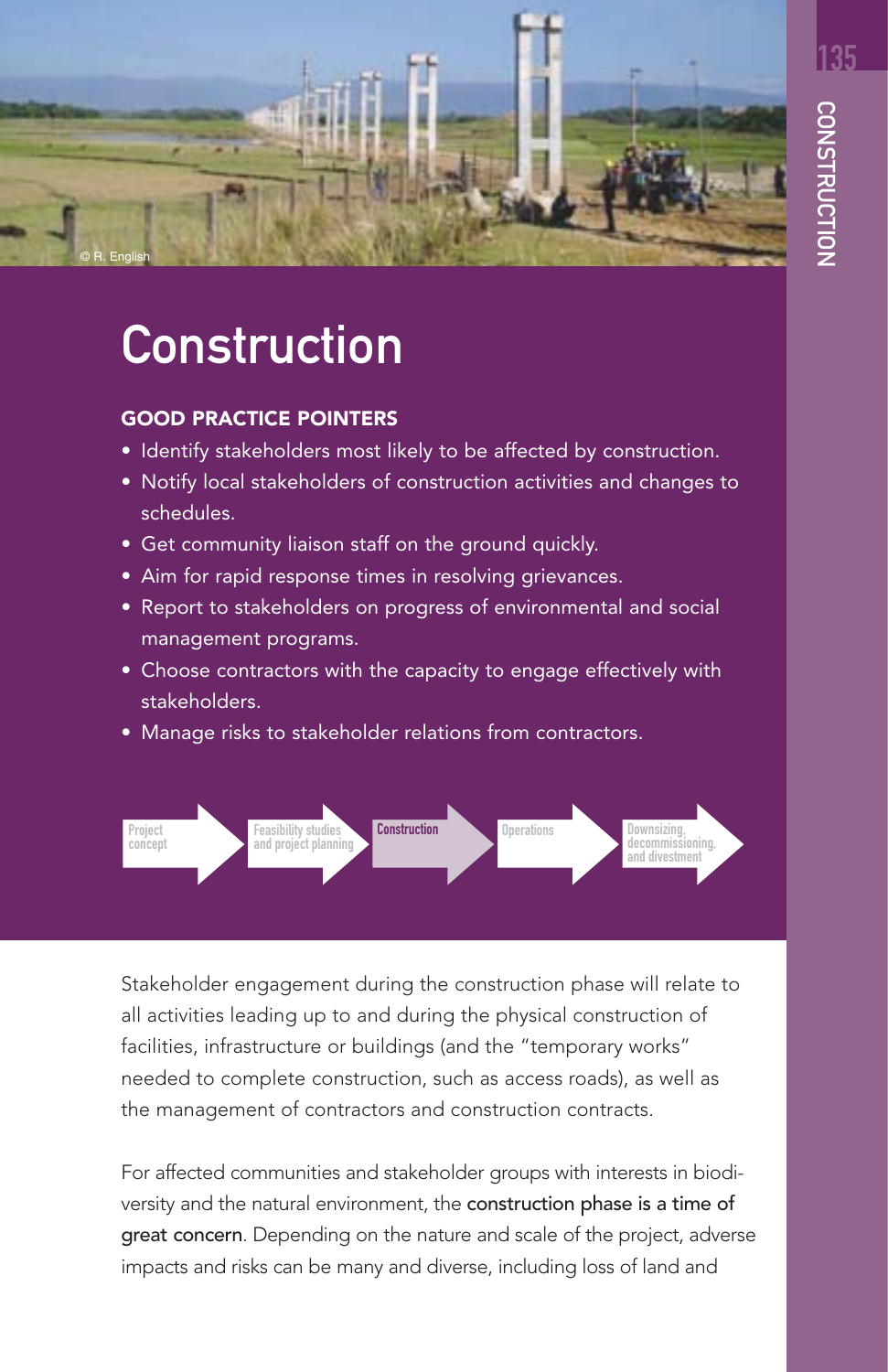# Construction

### GOOD PRACTICE POINTERS

- Identify stakeholders most likely to be affected by construction.
- Notify local stakeholders of construction activities and changes to schedules.
- Get community liaison staff on the ground quickly.
- Aim for rapid response times in resolving grievances.
- Report to stakeholders on progress of environmental and social management programs.
- Choose contractors with the capacity to engage effectively with stakeholders.
- Manage risks to stakeholder relations from contractors.

Project concept → Feasibility studies and project planning → **Construction** → Operations → Downsizing, decommissioning, and divestment

Stakeholder engagement during the construction phase will relate to all activities leading up to and during the physical construction of facilities, infrastructure or buildings (and the "temporary works" needed to complete construction, such as access roads), as well as the management of contractors and construction contracts.

For affected communities and stakeholder groups with interests in biodiversity and the natural environment, the **construction phase is a time of great concern**. Depending on the nature and scale of the project, adverse impacts and risks can be many and diverse, including loss of land and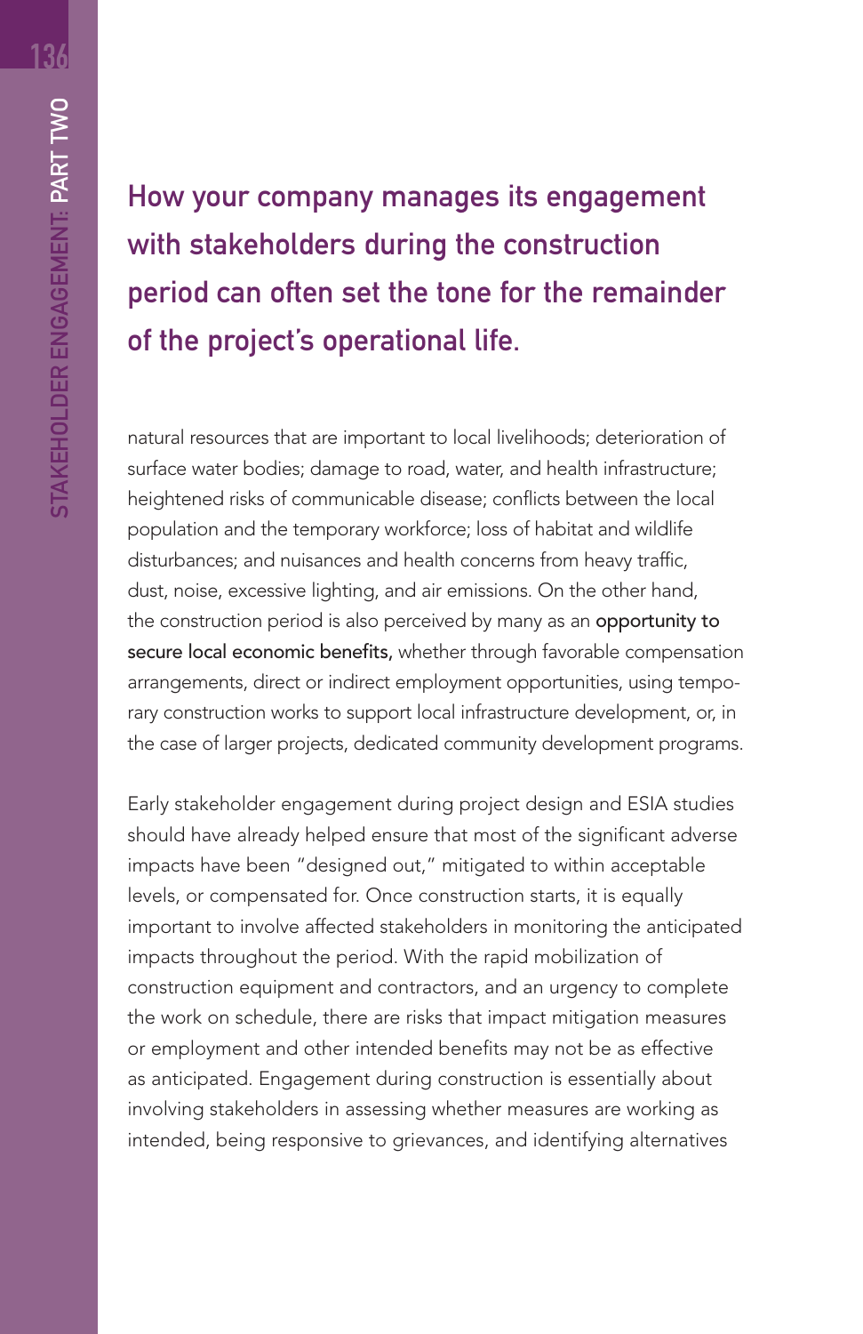**How your company manages its engagement with stakeholders during the construction period can often set the tone for the remainder of the project's operational life.**

natural resources that are important to local livelihoods; deterioration of surface water bodies; damage to road, water, and health infrastructure; heightened risks of communicable disease; conflicts between the local population and the temporary workforce; loss of habitat and wildlife disturbances; and nuisances and health concerns from heavy traffic, dust, noise, excessive lighting, and air emissions. On the other hand, the construction period is also perceived by many as an **opportunity to secure local economic benefits,** whether through favorable compensation arrangements, direct or indirect employment opportunities, using temporary construction works to support local infrastructure development, or, in the case of larger projects, dedicated community development programs.

Early stakeholder engagement during project design and ESIA studies should have already helped ensure that most of the significant adverse impacts have been "designed out," mitigated to within acceptable levels, or compensated for. Once construction starts, it is equally important to involve affected stakeholders in monitoring the anticipated impacts throughout the period. With the rapid mobilization of construction equipment and contractors, and an urgency to complete the work on schedule, there are risks that impact mitigation measures or employment and other intended benefits may not be as effective as anticipated. Engagement during construction is essentially about involving stakeholders in assessing whether measures are working as intended, being responsive to grievances, and identifying alternatives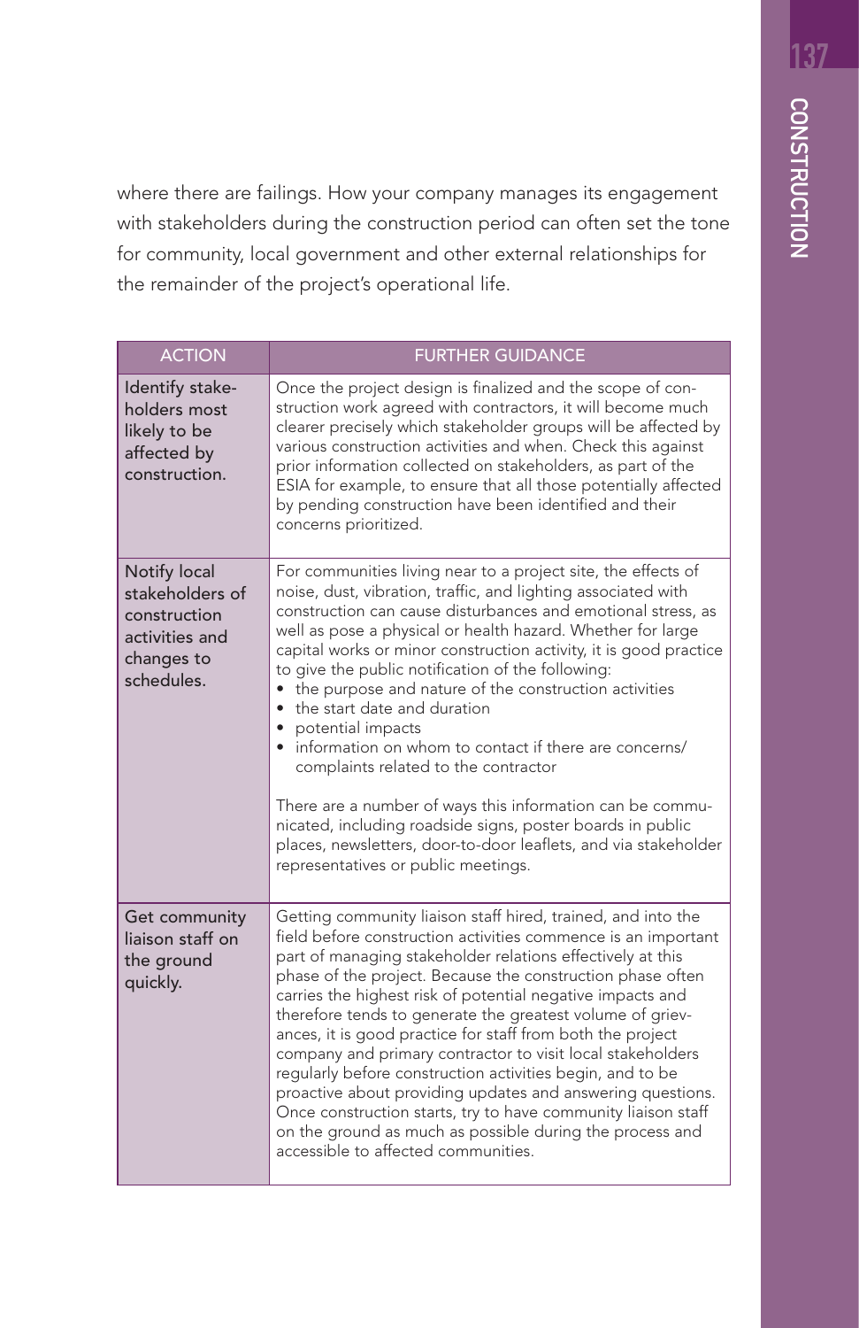where there are failings. How your company manages its engagement with stakeholders during the construction period can often set the tone for community, local government and other external relationships for the remainder of the project's operational life.

| ACTION | FURTHER GUIDANCE |
|---|---|
| Identify stakeholders most likely to be affected by construction. | Once the project design is finalized and the scope of construction work agreed with contractors, it will become much clearer precisely which stakeholder groups will be affected by various construction activities and when. Check this against prior information collected on stakeholders, as part of the ESIA for example, to ensure that all those potentially affected by pending construction have been identified and their concerns prioritized. |
| Notify local stakeholders of construction activities and changes to schedules. | For communities living near to a project site, the effects of noise, dust, vibration, traffic, and lighting associated with construction can cause disturbances and emotional stress, as well as pose a physical or health hazard. Whether for large capital works or minor construction activity, it is good practice to give the public notification of the following:<br>• the purpose and nature of the construction activities<br>• the start date and duration<br>• potential impacts<br>• information on whom to contact if there are concerns/complaints related to the contractor<br><br>There are a number of ways this information can be communicated, including roadside signs, poster boards in public places, newsletters, door-to-door leaflets, and via stakeholder representatives or public meetings. |
| Get community liaison staff on the ground quickly. | Getting community liaison staff hired, trained, and into the field before construction activities commence is an important part of managing stakeholder relations effectively at this phase of the project. Because the construction phase often carries the highest risk of potential negative impacts and therefore tends to generate the greatest volume of grievances, it is good practice for staff from both the project company and primary contractor to visit local stakeholders regularly before construction activities begin, and to be proactive about providing updates and answering questions. Once construction starts, try to have community liaison staff on the ground as much as possible during the process and accessible to affected communities. |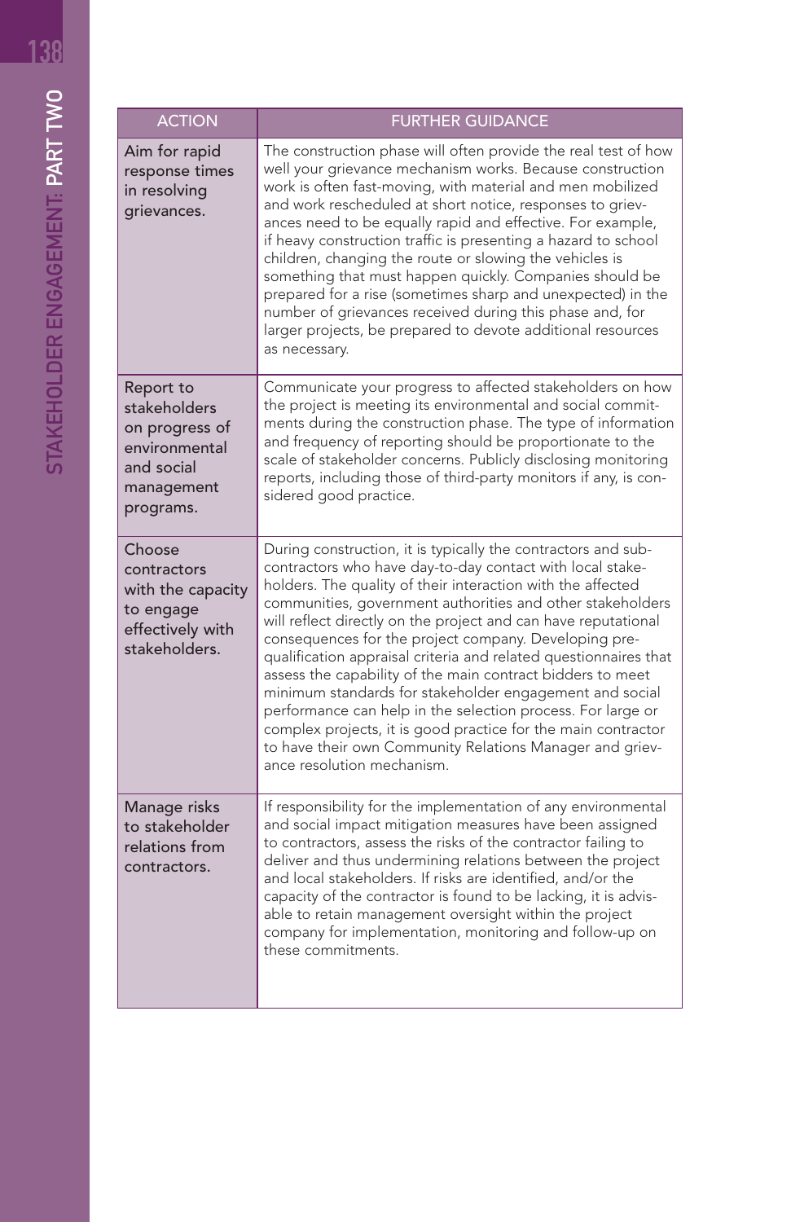| ACTION | FURTHER GUIDANCE |
|---|---|
| Aim for rapid response times in resolving grievances. | The construction phase will often provide the real test of how well your grievance mechanism works. Because construction work is often fast-moving, with material and men mobilized and work rescheduled at short notice, responses to grievances need to be equally rapid and effective. For example, if heavy construction traffic is presenting a hazard to school children, changing the route or slowing the vehicles is something that must happen quickly. Companies should be prepared for a rise (sometimes sharp and unexpected) in the number of grievances received during this phase and, for larger projects, be prepared to devote additional resources as necessary. |
| Report to stakeholders on progress of environmental and social management programs. | Communicate your progress to affected stakeholders on how the project is meeting its environmental and social commitments during the construction phase. The type of information and frequency of reporting should be proportionate to the scale of stakeholder concerns. Publicly disclosing monitoring reports, including those of third-party monitors if any, is considered good practice. |
| Choose contractors with the capacity to engage effectively with stakeholders. | During construction, it is typically the contractors and subcontractors who have day-to-day contact with local stakeholders. The quality of their interaction with the affected communities, government authorities and other stakeholders will reflect directly on the project and can have reputational consequences for the project company. Developing pre-qualification appraisal criteria and related questionnaires that assess the capability of the main contract bidders to meet minimum standards for stakeholder engagement and social performance can help in the selection process. For large or complex projects, it is good practice for the main contractor to have their own Community Relations Manager and grievance resolution mechanism. |
| Manage risks to stakeholder relations from contractors. | If responsibility for the implementation of any environmental and social impact mitigation measures have been assigned to contractors, assess the risks of the contractor failing to deliver and thus undermining relations between the project and local stakeholders. If risks are identified, and/or the capacity of the contractor is found to be lacking, it is advisable to retain management oversight within the project company for implementation, monitoring and follow-up on these commitments. |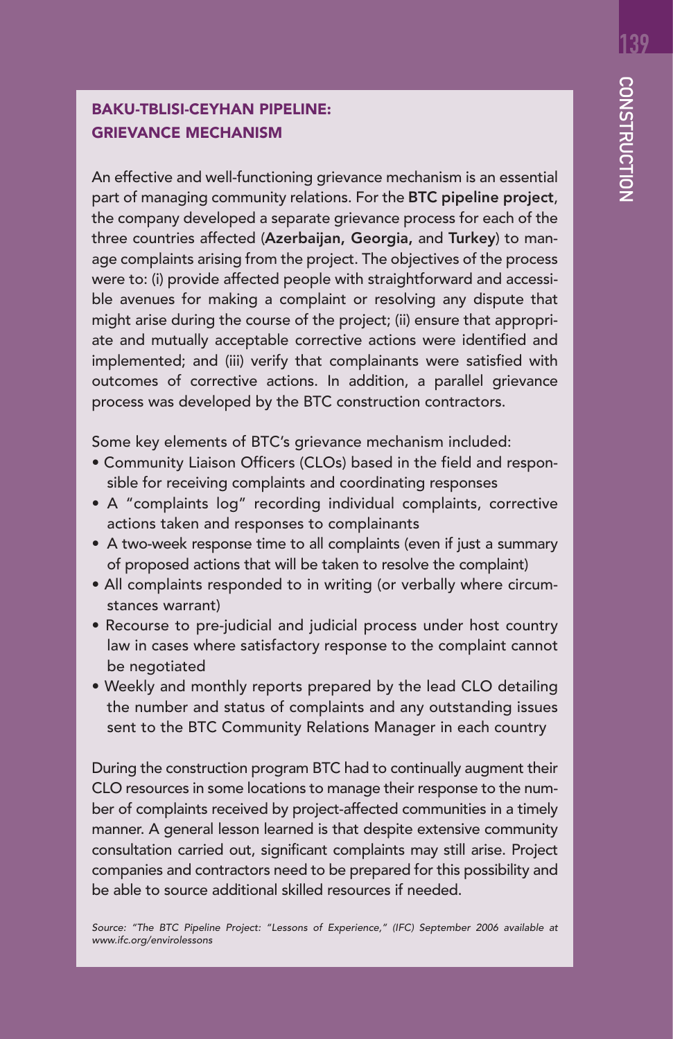## BAKU-TBLISI-CEYHAN PIPELINE: GRIEVANCE MECHANISM

An effective and well-functioning grievance mechanism is an essential part of managing community relations. For the **BTC pipeline project**, the company developed a separate grievance process for each of the three countries affected (**Azerbaijan, Georgia,** and **Turkey**) to manage complaints arising from the project. The objectives of the process were to: (i) provide affected people with straightforward and accessible avenues for making a complaint or resolving any dispute that might arise during the course of the project; (ii) ensure that appropriate and mutually acceptable corrective actions were identified and implemented; and (iii) verify that complainants were satisfied with outcomes of corrective actions. In addition, a parallel grievance process was developed by the BTC construction contractors.

Some key elements of BTC's grievance mechanism included:

- Community Liaison Officers (CLOs) based in the field and responsible for receiving complaints and coordinating responses
- A "complaints log" recording individual complaints, corrective actions taken and responses to complainants
- A two-week response time to all complaints (even if just a summary of proposed actions that will be taken to resolve the complaint)
- All complaints responded to in writing (or verbally where circumstances warrant)
- Recourse to pre-judicial and judicial process under host country law in cases where satisfactory response to the complaint cannot be negotiated
- Weekly and monthly reports prepared by the lead CLO detailing the number and status of complaints and any outstanding issues sent to the BTC Community Relations Manager in each country

During the construction program BTC had to continually augment their CLO resources in some locations to manage their response to the number of complaints received by project-affected communities in a timely manner. A general lesson learned is that despite extensive community consultation carried out, significant complaints may still arise. Project companies and contractors need to be prepared for this possibility and be able to source additional skilled resources if needed.

*Source: "The BTC Pipeline Project: "Lessons of Experience," (IFC) September 2006 available at www.ifc.org/envirolessons*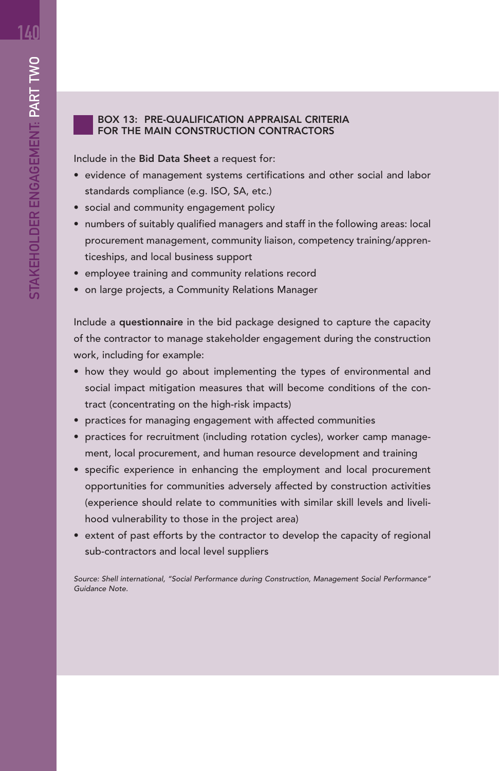### BOX 13: PRE-QUALIFICATION APPRAISAL CRITERIA FOR THE MAIN CONSTRUCTION CONTRACTORS

Include in the **Bid Data Sheet** a request for:

- evidence of management systems certifications and other social and labor standards compliance (e.g. ISO, SA, etc.)
- social and community engagement policy
- numbers of suitably qualified managers and staff in the following areas: local procurement management, community liaison, competency training/apprenticeships, and local business support
- employee training and community relations record
- on large projects, a Community Relations Manager

Include a **questionnaire** in the bid package designed to capture the capacity of the contractor to manage stakeholder engagement during the construction work, including for example:

- how they would go about implementing the types of environmental and social impact mitigation measures that will become conditions of the contract (concentrating on the high-risk impacts)
- practices for managing engagement with affected communities
- practices for recruitment (including rotation cycles), worker camp management, local procurement, and human resource development and training
- specific experience in enhancing the employment and local procurement opportunities for communities adversely affected by construction activities (experience should relate to communities with similar skill levels and livelihood vulnerability to those in the project area)
- extent of past efforts by the contractor to develop the capacity of regional sub-contractors and local level suppliers

*Source: Shell international, "Social Performance during Construction, Management Social Performance" Guidance Note.*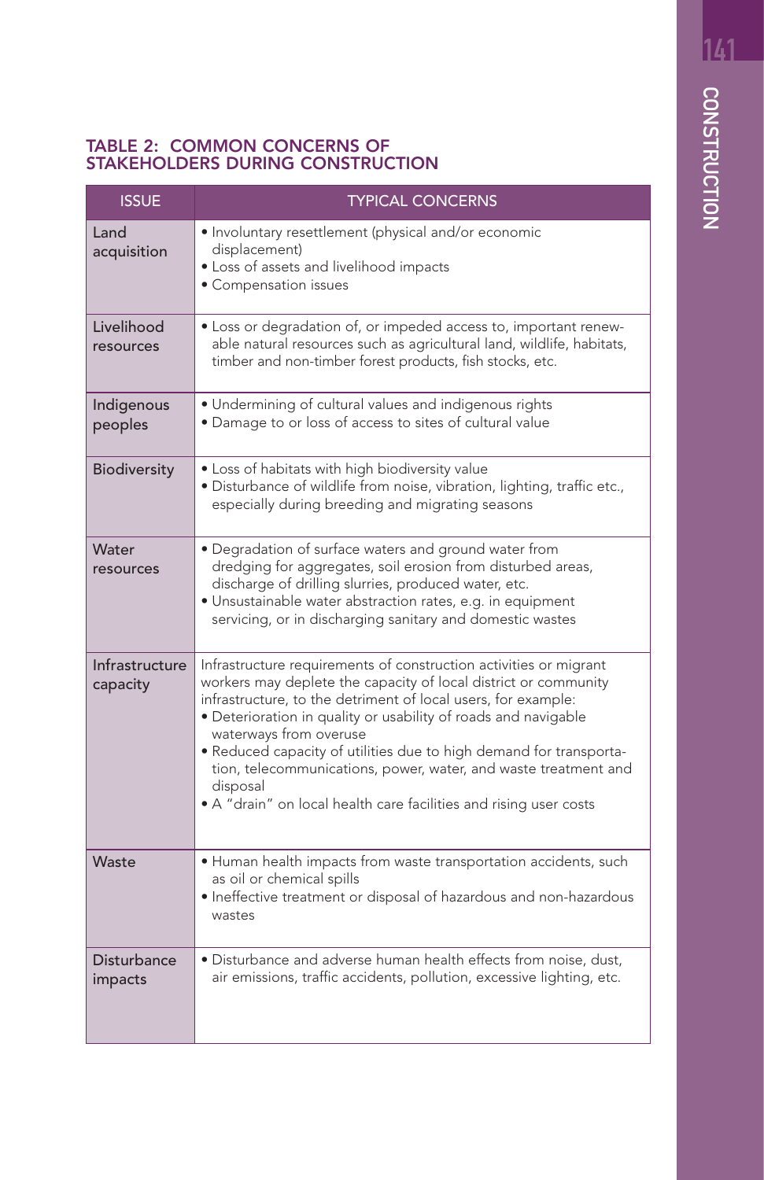## TABLE 2: COMMON CONCERNS OF STAKEHOLDERS DURING CONSTRUCTION

| ISSUE | TYPICAL CONCERNS |
| --- | --- |
| Land acquisition | • Involuntary resettlement (physical and/or economic displacement)<br>• Loss of assets and livelihood impacts<br>• Compensation issues |
| Livelihood resources | • Loss or degradation of, or impeded access to, important renewable natural resources such as agricultural land, wildlife, habitats, timber and non-timber forest products, fish stocks, etc. |
| Indigenous peoples | • Undermining of cultural values and indigenous rights<br>• Damage to or loss of access to sites of cultural value |
| Biodiversity | • Loss of habitats with high biodiversity value<br>• Disturbance of wildlife from noise, vibration, lighting, traffic etc., especially during breeding and migrating seasons |
| Water resources | • Degradation of surface waters and ground water from dredging for aggregates, soil erosion from disturbed areas, discharge of drilling slurries, produced water, etc.<br>• Unsustainable water abstraction rates, e.g. in equipment servicing, or in discharging sanitary and domestic wastes |
| Infrastructure capacity | Infrastructure requirements of construction activities or migrant workers may deplete the capacity of local district or community infrastructure, to the detriment of local users, for example:<br>• Deterioration in quality or usability of roads and navigable waterways from overuse<br>• Reduced capacity of utilities due to high demand for transportation, telecommunications, power, water, and waste treatment and disposal<br>• A "drain" on local health care facilities and rising user costs |
| Waste | • Human health impacts from waste transportation accidents, such as oil or chemical spills<br>• Ineffective treatment or disposal of hazardous and non-hazardous wastes |
| Disturbance impacts | • Disturbance and adverse human health effects from noise, dust, air emissions, traffic accidents, pollution, excessive lighting, etc. |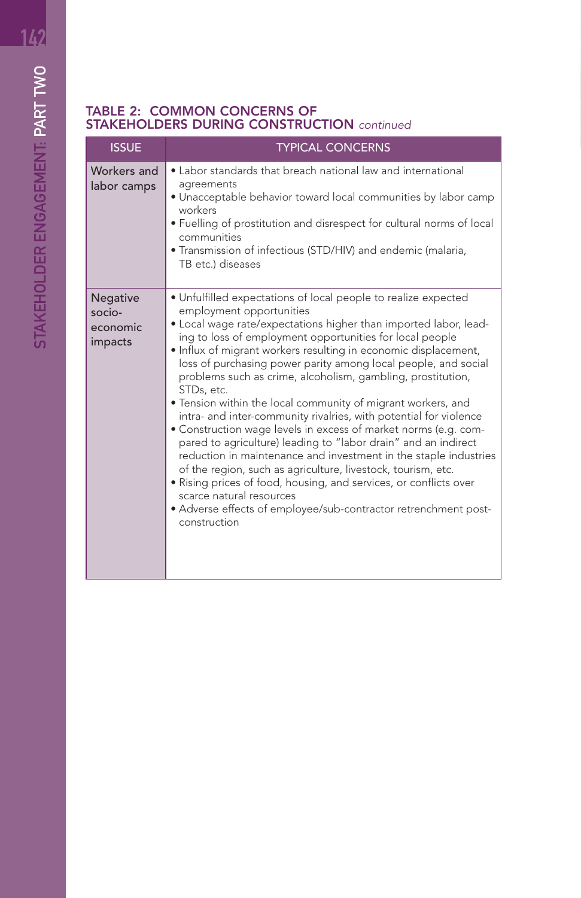### TABLE 2: COMMON CONCERNS OF STAKEHOLDERS DURING CONSTRUCTION *continued*

| ISSUE | TYPICAL CONCERNS |
| --- | --- |
| Workers and labor camps | • Labor standards that breach national law and international agreements<br>• Unacceptable behavior toward local communities by labor camp workers<br>• Fuelling of prostitution and disrespect for cultural norms of local communities<br>• Transmission of infectious (STD/HIV) and endemic (malaria, TB etc.) diseases |
| Negative socio-economic impacts | • Unfulfilled expectations of local people to realize expected employment opportunities<br>• Local wage rate/expectations higher than imported labor, leading to loss of employment opportunities for local people<br>• Influx of migrant workers resulting in economic displacement, loss of purchasing power parity among local people, and social problems such as crime, alcoholism, gambling, prostitution, STDs, etc.<br>• Tension within the local community of migrant workers, and intra- and inter-community rivalries, with potential for violence<br>• Construction wage levels in excess of market norms (e.g. compared to agriculture) leading to "labor drain" and an indirect reduction in maintenance and investment in the staple industries of the region, such as agriculture, livestock, tourism, etc.<br>• Rising prices of food, housing, and services, or conflicts over scarce natural resources<br>• Adverse effects of employee/sub-contractor retrenchment post-construction |